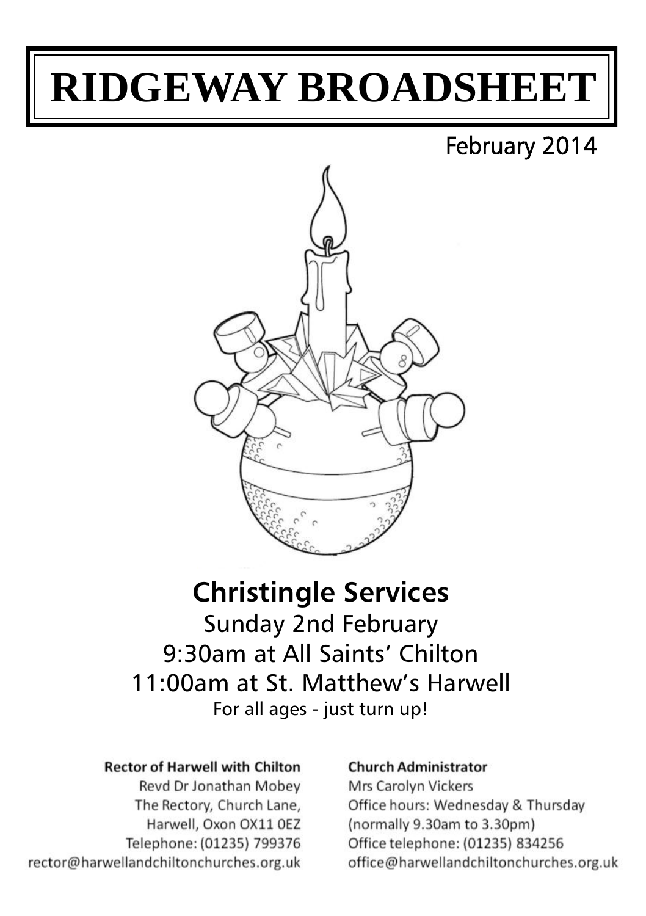# RIDGEWAY BROADSHEET

February 2014

## Christingle Services

Sunday 2nd February

9:30am at All Saints' Chilton

11:00am at St. Matthew's Harwell

For all ages - just turn up!

**Rector of Harwell with Chilton**

Revd Dr Jonathan Mobey

The Rectory, Church Lane,

Harwell, Oxon OX11 0EZ

Telephone: (01235) 799376

rector@harwellandchiltonchurches.org.uk

**Church Administrator**

Mrs Carolyn Vickers

Office hours: Wednesday & Thursday

(normally 9.30am to 3.30pm)

Office telephone: (01235) 834256

office@harwellandchiltonchurches.org.uk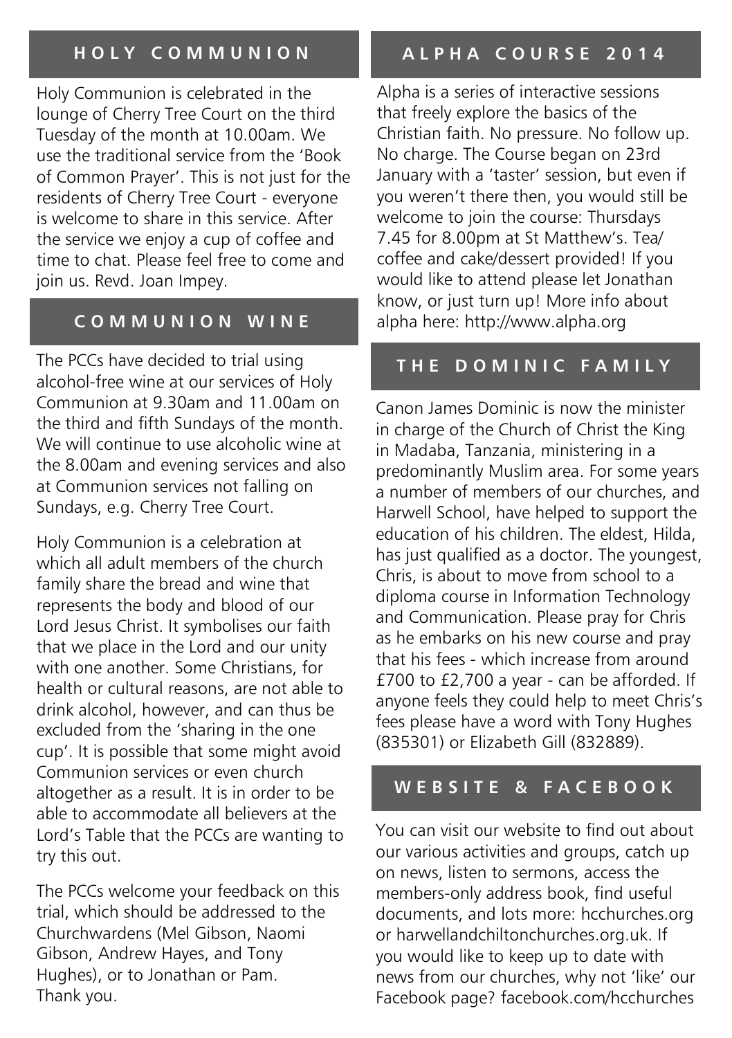## HOLY COMMUNION

Holy Communion is celebrated in the lounge of Cherry Tree Court on the third Tuesday of the month at 10.00am. We use the traditional service from the 'Book of Common Prayer'. This is not just for the residents of Cherry Tree Court - everyone is welcome to share in this service. After the service we enjoy a cup of coffee and time to chat. Please feel free to come and join us. Revd. Joan Impey.

## COMMUNION WINE

The PCCs have decided to trial using alcohol-free wine at our services of Holy Communion at 9.30am and 11.00am on the third and fifth Sundays of the month. We will continue to use alcoholic wine at the 8.00am and evening services and also at Communion services not falling on Sundays, e.g. Cherry Tree Court.

Holy Communion is a celebration at which all adult members of the church family share the bread and wine that represents the body and blood of our Lord Jesus Christ. It symbolises our faith that we place in the Lord and our unity with one another. Some Christians, for health or cultural reasons, are not able to drink alcohol, however, and can thus be excluded from the 'sharing in the one cup'. It is possible that some might avoid Communion services or even church altogether as a result. It is in order to be able to accommodate all believers at the Lord's Table that the PCCs are wanting to try this out.

The PCCs welcome your feedback on this trial, which should be addressed to the Churchwardens (Mel Gibson, Naomi Gibson, Andrew Hayes, and Tony Hughes), or to Jonathan or Pam. Thank you.

## ALPHA COURSE 2014

Alpha is a series of interactive sessions that freely explore the basics of the Christian faith. No pressure. No follow up. No charge. The Course began on 23rd January with a 'taster' session, but even if you weren't there then, you would still be welcome to join the course: Thursdays 7.45 for 8.00pm at St Matthew's. Tea/coffee and cake/dessert provided! If you would like to attend please let Jonathan know, or just turn up! More info about alpha here: http://www.alpha.org

## THE DOMINIC FAMILY

Canon James Dominic is now the minister in charge of the Church of Christ the King in Madaba, Tanzania, ministering in a predominantly Muslim area. For some years a number of members of our churches, and Harwell School, have helped to support the education of his children. The eldest, Hilda, has just qualified as a doctor. The youngest, Chris, is about to move from school to a diploma course in Information Technology and Communication. Please pray for Chris as he embarks on his new course and pray that his fees - which increase from around £700 to £2,700 a year - can be afforded. If anyone feels they could help to meet Chris's fees please have a word with Tony Hughes (835301) or Elizabeth Gill (832889).

## WEBSITE & FACEBOOK

You can visit our website to find out about our various activities and groups, catch up on news, listen to sermons, access the members-only address book, find useful documents, and lots more: hcchurches.org or harwellandchiltonchurches.org.uk. If you would like to keep up to date with news from our churches, why not 'like' our Facebook page? facebook.com/hcchurches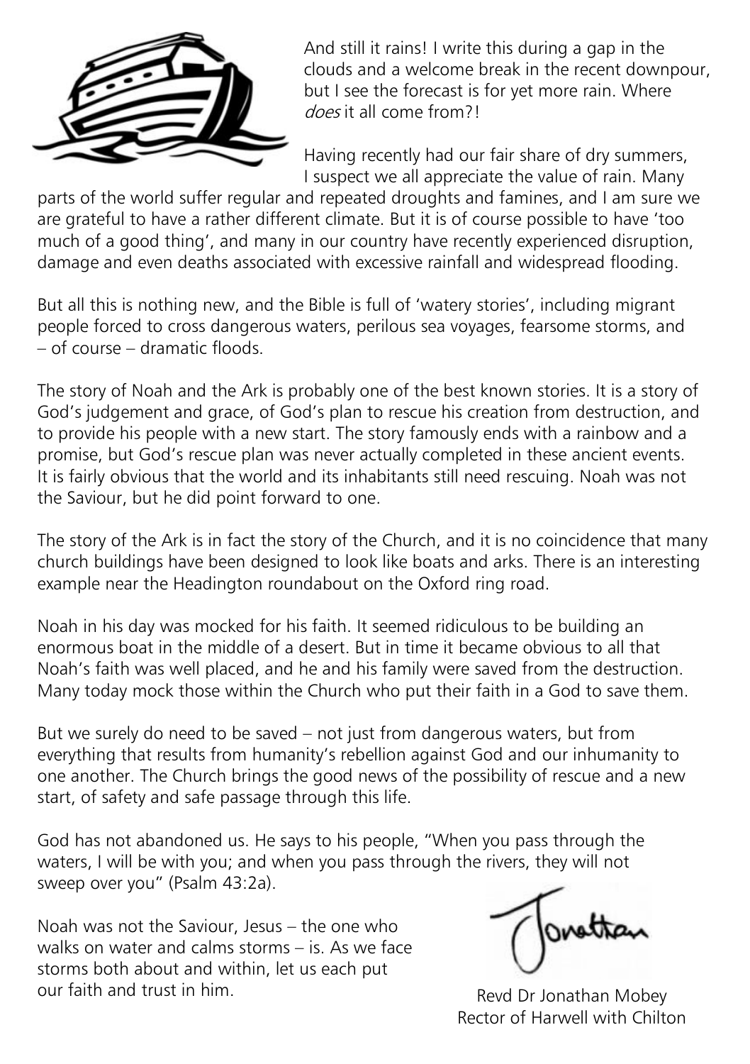And still it rains! I write this during a gap in the clouds and a welcome break in the recent downpour, but I see the forecast is for yet more rain. Where *does* it all come from?!

Having recently had our fair share of dry summers, I suspect we all appreciate the value of rain. Many parts of the world suffer regular and repeated droughts and famines, and I am sure we are grateful to have a rather different climate. But it is of course possible to have 'too much of a good thing', and many in our country have recently experienced disruption, damage and even deaths associated with excessive rainfall and widespread flooding.

But all this is nothing new, and the Bible is full of 'watery stories', including migrant people forced to cross dangerous waters, perilous sea voyages, fearsome storms, and – of course – dramatic floods.

The story of Noah and the Ark is probably one of the best known stories. It is a story of God's judgement and grace, of God's plan to rescue his creation from destruction, and to provide his people with a new start. The story famously ends with a rainbow and a promise, but God's rescue plan was never actually completed in these ancient events. It is fairly obvious that the world and its inhabitants still need rescuing. Noah was not the Saviour, but he did point forward to one.

The story of the Ark is in fact the story of the Church, and it is no coincidence that many church buildings have been designed to look like boats and arks. There is an interesting example near the Headington roundabout on the Oxford ring road.

Noah in his day was mocked for his faith. It seemed ridiculous to be building an enormous boat in the middle of a desert. But in time it became obvious to all that Noah's faith was well placed, and he and his family were saved from the destruction. Many today mock those within the Church who put their faith in a God to save them.

But we surely do need to be saved – not just from dangerous waters, but from everything that results from humanity's rebellion against God and our inhumanity to one another. The Church brings the good news of the possibility of rescue and a new start, of safety and safe passage through this life.

God has not abandoned us. He says to his people, "When you pass through the waters, I will be with you; and when you pass through the rivers, they will not sweep over you" (Psalm 43:2a).

Noah was not the Saviour, Jesus – the one who walks on water and calms storms – is. As we face storms both about and within, let us each put our faith and trust in him.

Jonathan

Revd Dr Jonathan Mobey
Rector of Harwell with Chilton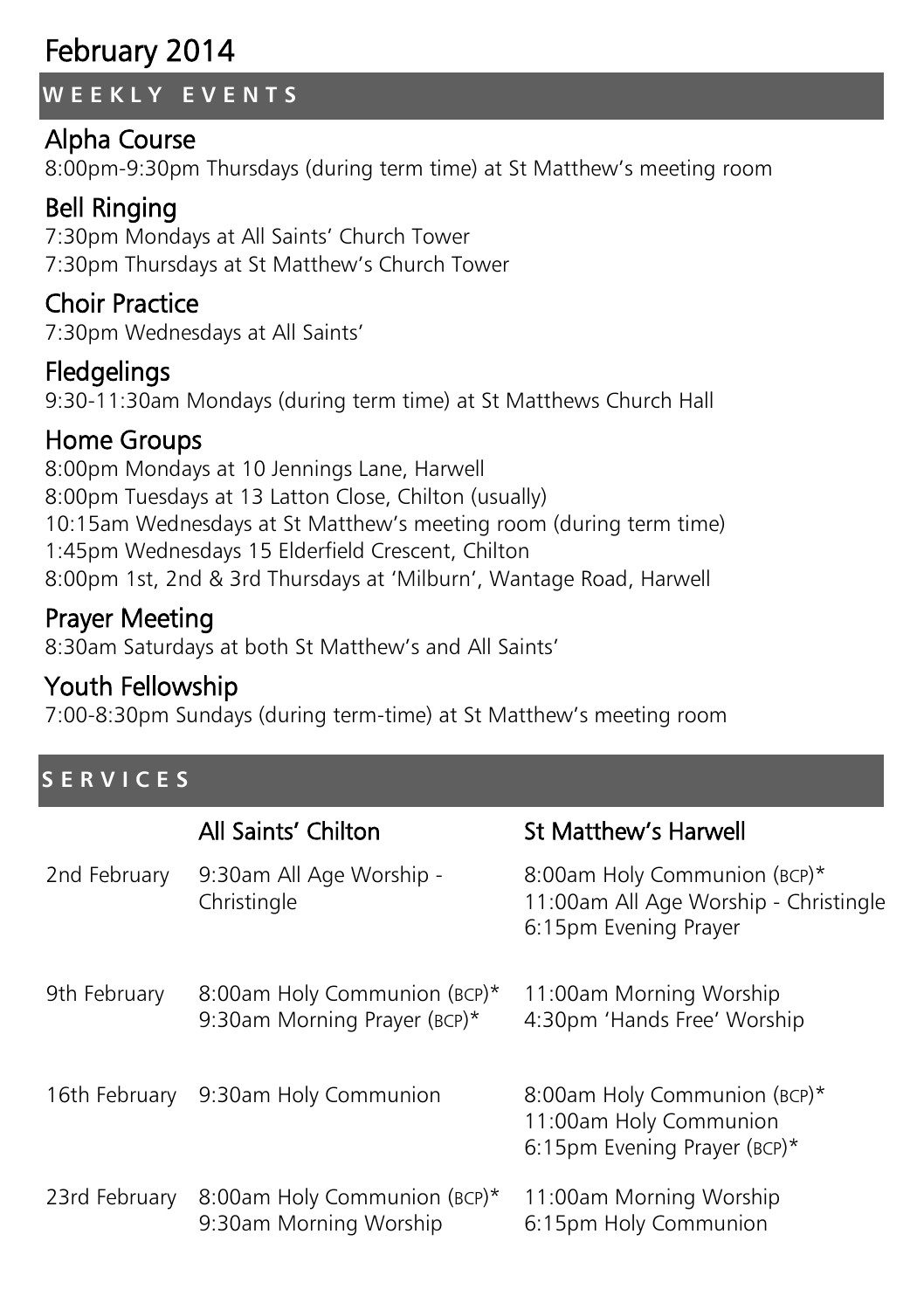# February 2014

## WEEKLY EVENTS

### Alpha Course

8:00pm-9:30pm Thursdays (during term time) at St Matthew's meeting room

### Bell Ringing

7:30pm Mondays at All Saints' Church Tower
7:30pm Thursdays at St Matthew's Church Tower

### Choir Practice

7:30pm Wednesdays at All Saints'

### Fledgelings

9:30-11:30am Mondays (during term time) at St Matthews Church Hall

### Home Groups

8:00pm Mondays at 10 Jennings Lane, Harwell
8:00pm Tuesdays at 13 Latton Close, Chilton (usually)
10:15am Wednesdays at St Matthew's meeting room (during term time)
1:45pm Wednesdays 15 Elderfield Crescent, Chilton
8:00pm 1st, 2nd & 3rd Thursdays at 'Milburn', Wantage Road, Harwell

### Prayer Meeting

8:30am Saturdays at both St Matthew's and All Saints'

### Youth Fellowship

7:00-8:30pm Sundays (during term-time) at St Matthew's meeting room

## SERVICES

| | All Saints' Chilton | St Matthew's Harwell |
|---|---|---|
| 2nd February | 9:30am All Age Worship - Christingle | 8:00am Holy Communion (BCP)*<br>11:00am All Age Worship - Christingle<br>6:15pm Evening Prayer |
| 9th February | 8:00am Holy Communion (BCP)*<br>9:30am Morning Prayer (BCP)* | 11:00am Morning Worship<br>4:30pm 'Hands Free' Worship |
| 16th February | 9:30am Holy Communion | 8:00am Holy Communion (BCP)*<br>11:00am Holy Communion<br>6:15pm Evening Prayer (BCP)* |
| 23rd February | 8:00am Holy Communion (BCP)*<br>9:30am Morning Worship | 11:00am Morning Worship<br>6:15pm Holy Communion |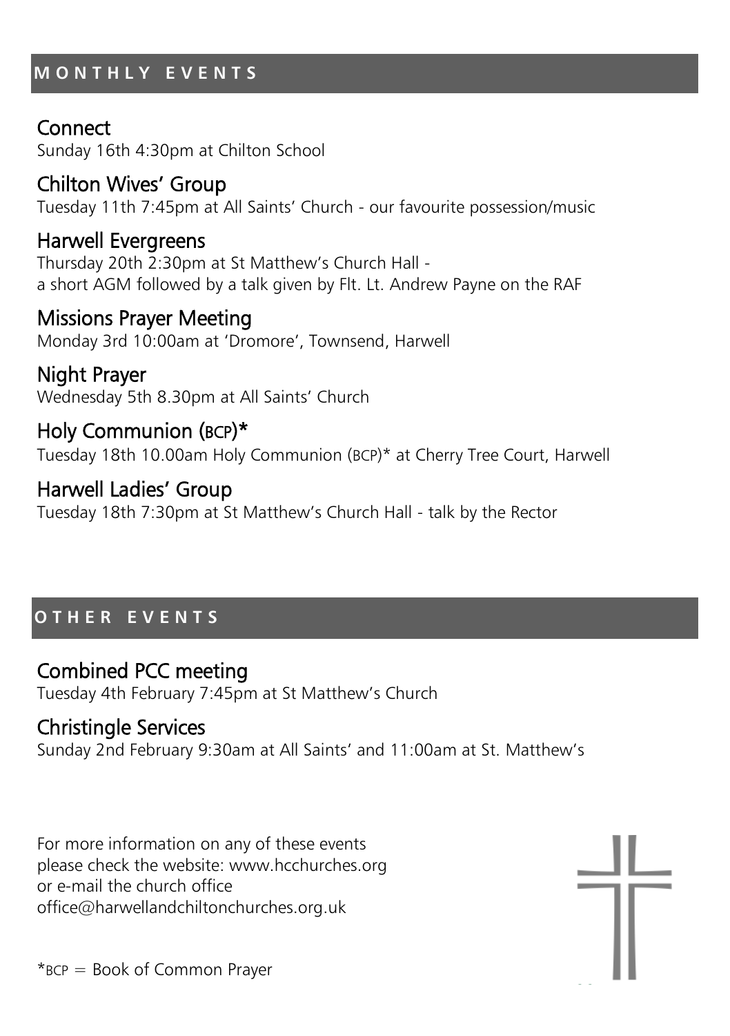## MONTHLY EVENTS

### Connect

Sunday 16th 4:30pm at Chilton School

### Chilton Wives' Group

Tuesday 11th 7:45pm at All Saints' Church - our favourite possession/music

### Harwell Evergreens

Thursday 20th 2:30pm at St Matthew's Church Hall -
a short AGM followed by a talk given by Flt. Lt. Andrew Payne on the RAF

### Missions Prayer Meeting

Monday 3rd 10:00am at 'Dromore', Townsend, Harwell

### Night Prayer

Wednesday 5th 8.30pm at All Saints' Church

### Holy Communion (BCP)*

Tuesday 18th 10.00am Holy Communion (BCP)* at Cherry Tree Court, Harwell

### Harwell Ladies' Group

Tuesday 18th 7:30pm at St Matthew's Church Hall - talk by the Rector

## OTHER EVENTS

### Combined PCC meeting

Tuesday 4th February 7:45pm at St Matthew's Church

### Christingle Services

Sunday 2nd February 9:30am at All Saints' and 11:00am at St. Matthew's

For more information on any of these events
please check the website: www.hcchurches.org
or e-mail the church office
office@harwellandchiltonchurches.org.uk

*BCP = Book of Common Prayer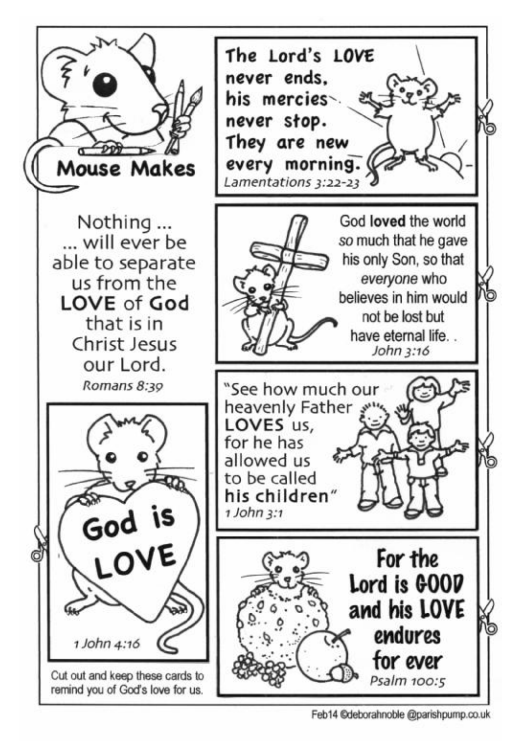# Mouse Makes

The Lord's **LOVE** never ends, his mercies never stop. They are new every morning.
*Lamentations 3:22-23*

Nothing ...
... will ever be able to separate us from the **LOVE** of **God** that is in Christ Jesus our Lord.
*Romans 8:39*

God **loved** the world *so* much that he gave his only Son, so that *everyone* who believes in him would not be lost but have eternal life. .
*John 3:16*

"See how much our heavenly Father **LOVES** us, for he has allowed us to be called **his children**"
*1 John 3:1*

God is LOVE
*1 John 4:16*

For the Lord is GOOD and his LOVE endures for ever
*Psalm 100:5*

Cut out and keep these cards to remind you of God's love for us.

Feb14 ©deborahnoble @parishpump.co.uk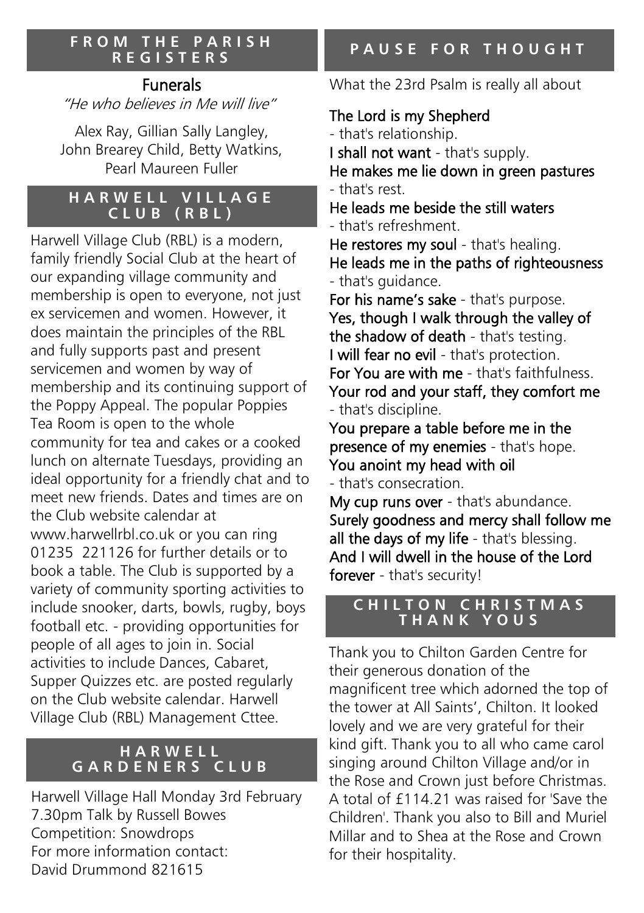## FROM THE PARISH REGISTERS

### Funerals

*"He who believes in Me will live"*

Alex Ray, Gillian Sally Langley, John Brearey Child, Betty Watkins, Pearl Maureen Fuller

## HARWELL VILLAGE CLUB (RBL)

Harwell Village Club (RBL) is a modern, family friendly Social Club at the heart of our expanding village community and membership is open to everyone, not just ex servicemen and women. However, it does maintain the principles of the RBL and fully supports past and present servicemen and women by way of membership and its continuing support of the Poppy Appeal. The popular Poppies Tea Room is open to the whole community for tea and cakes or a cooked lunch on alternate Tuesdays, providing an ideal opportunity for a friendly chat and to meet new friends. Dates and times are on the Club website calendar at www.harwellrbl.co.uk or you can ring 01235 221126 for further details or to book a table. The Club is supported by a variety of community sporting activities to include snooker, darts, bowls, rugby, boys football etc. - providing opportunities for people of all ages to join in. Social activities to include Dances, Cabaret, Supper Quizzes etc. are posted regularly on the Club website calendar. Harwell Village Club (RBL) Management Cttee.

## HARWELL GARDENERS CLUB

Harwell Village Hall Monday 3rd February
7.30pm Talk by Russell Bowes
Competition: Snowdrops
For more information contact:
David Drummond 821615

## PAUSE FOR THOUGHT

What the 23rd Psalm is really all about

**The Lord is my Shepherd**
- that's relationship.
**I shall not want** - that's supply.
**He makes me lie down in green pastures**
- that's rest.
**He leads me beside the still waters**
- that's refreshment.
**He restores my soul** - that's healing.
**He leads me in the paths of righteousness**
- that's guidance.
**For his name's sake** - that's purpose.
**Yes, though I walk through the valley of the shadow of death** - that's testing.
**I will fear no evil** - that's protection.
**For You are with me** - that's faithfulness.
**Your rod and your staff, they comfort me**
- that's discipline.
**You prepare a table before me in the presence of my enemies** - that's hope.
**You anoint my head with oil**
- that's consecration.
**My cup runs over** - that's abundance.
**Surely goodness and mercy shall follow me all the days of my life** - that's blessing.
**And I will dwell in the house of the Lord forever** - that's security!

## CHILTON CHRISTMAS THANK YOUS

Thank you to Chilton Garden Centre for their generous donation of the magnificent tree which adorned the top of the tower at All Saints', Chilton. It looked lovely and we are very grateful for their kind gift. Thank you to all who came carol singing around Chilton Village and/or in the Rose and Crown just before Christmas. A total of £114.21 was raised for 'Save the Children'. Thank you also to Bill and Muriel Millar and to Shea at the Rose and Crown for their hospitality.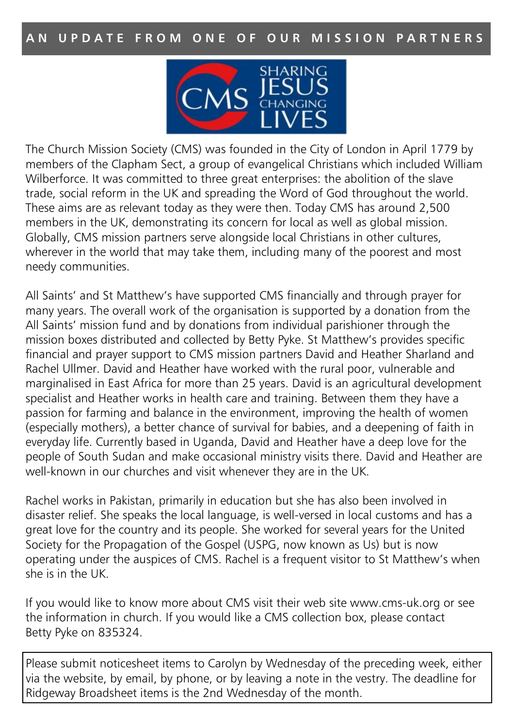## AN UPDATE FROM ONE OF OUR MISSION PARTNERS

CMS SHARING JESUS CHANGING LIVES

The Church Mission Society (CMS) was founded in the City of London in April 1779 by members of the Clapham Sect, a group of evangelical Christians which included William Wilberforce. It was committed to three great enterprises: the abolition of the slave trade, social reform in the UK and spreading the Word of God throughout the world. These aims are as relevant today as they were then. Today CMS has around 2,500 members in the UK, demonstrating its concern for local as well as global mission. Globally, CMS mission partners serve alongside local Christians in other cultures, wherever in the world that may take them, including many of the poorest and most needy communities.

All Saints' and St Matthew's have supported CMS financially and through prayer for many years. The overall work of the organisation is supported by a donation from the All Saints' mission fund and by donations from individual parishioner through the mission boxes distributed and collected by Betty Pyke. St Matthew's provides specific financial and prayer support to CMS mission partners David and Heather Sharland and Rachel Ullmer. David and Heather have worked with the rural poor, vulnerable and marginalised in East Africa for more than 25 years. David is an agricultural development specialist and Heather works in health care and training. Between them they have a passion for farming and balance in the environment, improving the health of women (especially mothers), a better chance of survival for babies, and a deepening of faith in everyday life. Currently based in Uganda, David and Heather have a deep love for the people of South Sudan and make occasional ministry visits there. David and Heather are well-known in our churches and visit whenever they are in the UK.

Rachel works in Pakistan, primarily in education but she has also been involved in disaster relief. She speaks the local language, is well-versed in local customs and has a great love for the country and its people. She worked for several years for the United Society for the Propagation of the Gospel (USPG, now known as Us) but is now operating under the auspices of CMS. Rachel is a frequent visitor to St Matthew's when she is in the UK.

If you would like to know more about CMS visit their web site www.cms-uk.org or see the information in church. If you would like a CMS collection box, please contact Betty Pyke on 835324.

Please submit noticesheet items to Carolyn by Wednesday of the preceding week, either via the website, by email, by phone, or by leaving a note in the vestry. The deadline for Ridgeway Broadsheet items is the 2nd Wednesday of the month.